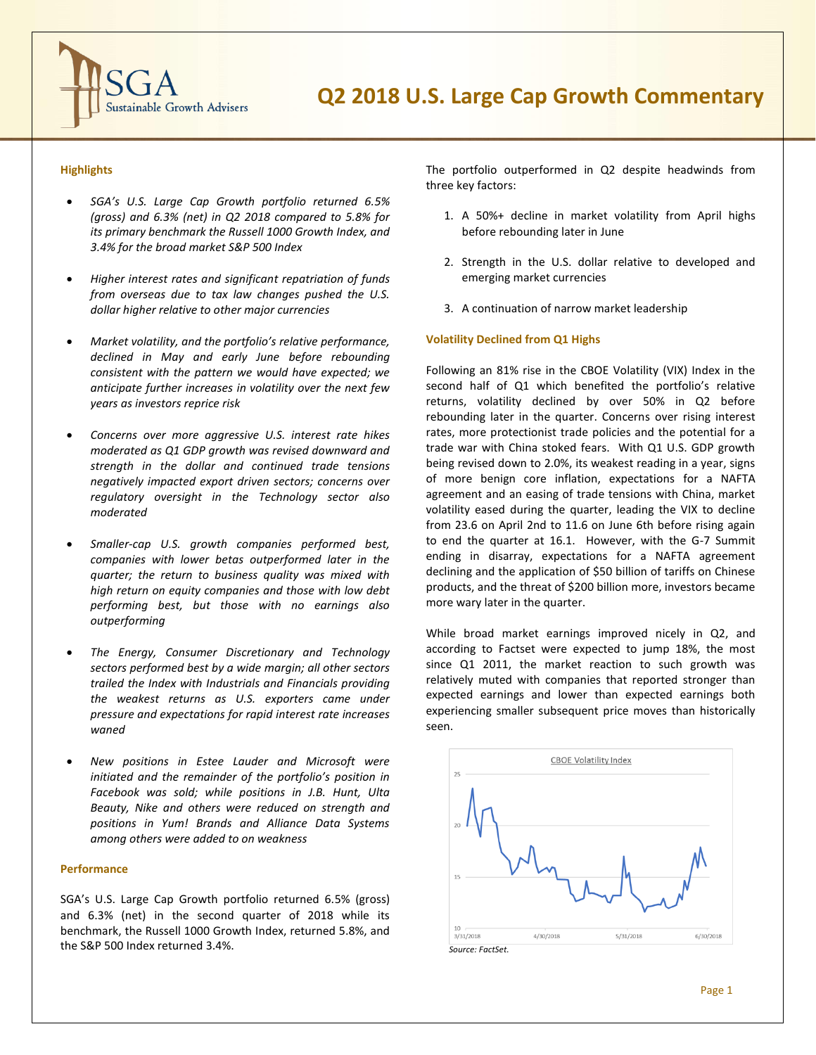# Q2 2018 U.S. Large Cap Growth Commentary

## Highlights

- *SGA's U.S. Large Cap Growth portfolio returned 6.5% (gross) and 6.3% (net) in Q2 2018 compared to 5.8% for its primary benchmark the Russell 1000 Growth Index, and 3.4% for the broad market S&P 500 Index*
- *Higher interest rates and significant repatriation of funds from overseas due to tax law changes pushed the U.S. dollar higher relative to other major currencies*
- *Market volatility, and the portfolio's relative performance, declined in May and early June before rebounding consistent with the pattern we would have expected; we anticipate further increases in volatility over the next few years as investors reprice risk*
- *Concerns over more aggressive U.S. interest rate hikes moderated as Q1 GDP growth was revised downward and strength in the dollar and continued trade tensions negatively impacted export driven sectors; concerns over regulatory oversight in the Technology sector also moderated*
- *Smaller-cap U.S. growth companies performed best, companies with lower betas outperformed later in the quarter; the return to business quality was mixed with high return on equity companies and those with low debt performing best, but those with no earnings also outperforming*
- *The Energy, Consumer Discretionary and Technology sectors performed best by a wide margin; all other sectors trailed the Index with Industrials and Financials providing the weakest returns as U.S. exporters came under pressure and expectations for rapid interest rate increases waned*
- *New positions in Estee Lauder and Microsoft were initiated and the remainder of the portfolio's position in Facebook was sold; while positions in J.B. Hunt, Ulta Beauty, Nike and others were reduced on strength and positions in Yum! Brands and Alliance Data Systems among others were added to on weakness*

## Performance

SGA's U.S. Large Cap Growth portfolio returned 6.5% (gross) and 6.3% (net) in the second quarter of 2018 while its benchmark, the Russell 1000 Growth Index, returned 5.8%, and the S&P 500 Index returned 3.4%.

The portfolio outperformed in Q2 despite headwinds from three key factors:

1. A 50%+ decline in market volatility from April highs before rebounding later in June
2. Strength in the U.S. dollar relative to developed and emerging market currencies
3. A continuation of narrow market leadership

## Volatility Declined from Q1 Highs

Following an 81% rise in the CBOE Volatility (VIX) Index in the second half of Q1 which benefited the portfolio's relative returns, volatility declined by over 50% in Q2 before rebounding later in the quarter. Concerns over rising interest rates, more protectionist trade policies and the potential for a trade war with China stoked fears. With Q1 U.S. GDP growth being revised down to 2.0%, its weakest reading in a year, signs of more benign core inflation, expectations for a NAFTA agreement and an easing of trade tensions with China, market volatility eased during the quarter, leading the VIX to decline from 23.6 on April 2nd to 11.6 on June 6th before rising again to end the quarter at 16.1. However, with the G-7 Summit ending in disarray, expectations for a NAFTA agreement declining and the application of $50 billion of tariffs on Chinese products, and the threat of $200 billion more, investors became more wary later in the quarter.

While broad market earnings improved nicely in Q2, and according to Factset were expected to jump 18%, the most since Q1 2011, the market reaction to such growth was relatively muted with companies that reported stronger than expected earnings and lower than expected earnings both experiencing smaller subsequent price moves than historically seen.

CBOE Volatility Index

*Source: FactSet.*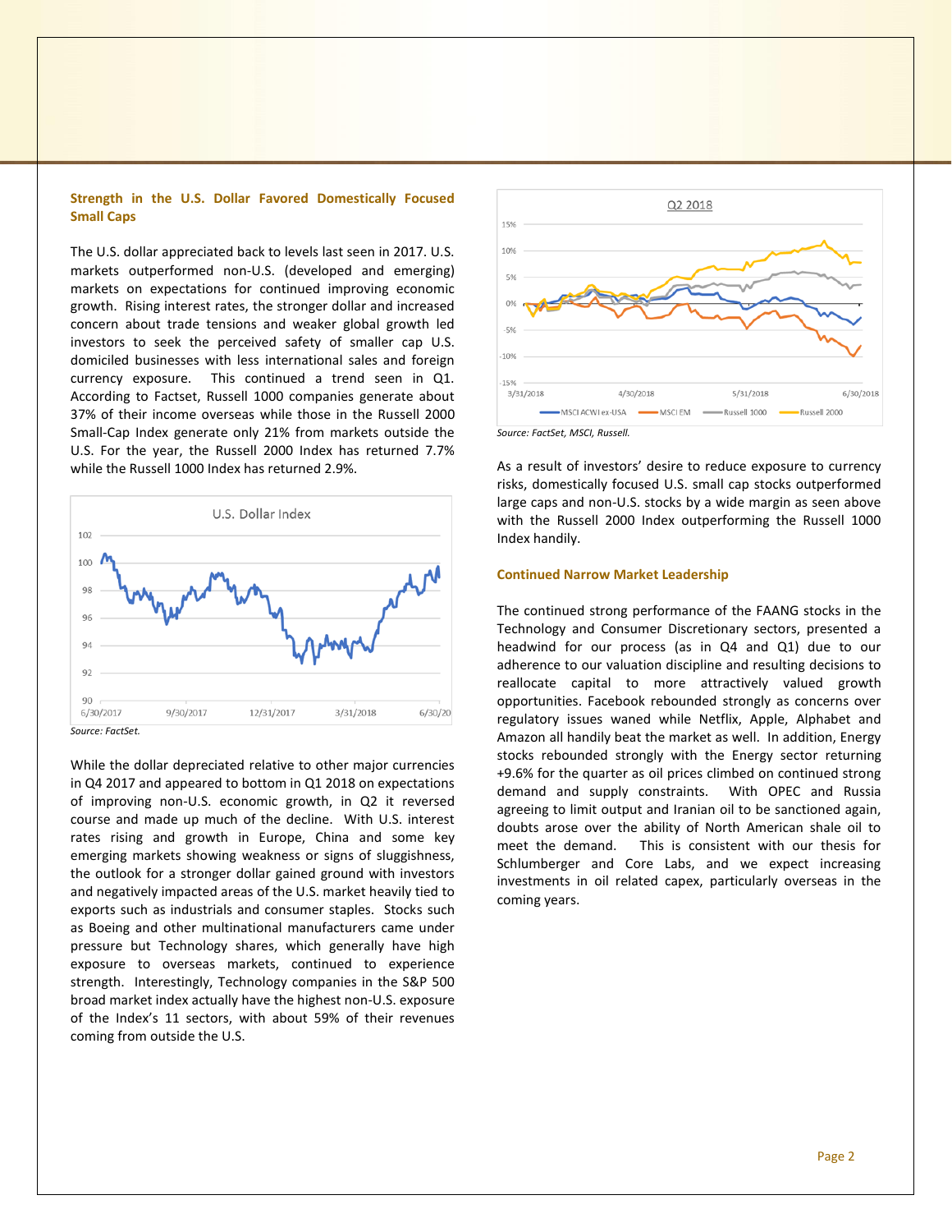## Strength in the U.S. Dollar Favored Domestically Focused Small Caps

The U.S. dollar appreciated back to levels last seen in 2017. U.S. markets outperformed non-U.S. (developed and emerging) markets on expectations for continued improving economic growth. Rising interest rates, the stronger dollar and increased concern about trade tensions and weaker global growth led investors to seek the perceived safety of smaller cap U.S. domiciled businesses with less international sales and foreign currency exposure. This continued a trend seen in Q1. According to Factset, Russell 1000 companies generate about 37% of their income overseas while those in the Russell 2000 Small-Cap Index generate only 21% from markets outside the U.S. For the year, the Russell 2000 Index has returned 7.7% while the Russell 1000 Index has returned 2.9%.

*Source: FactSet.*

While the dollar depreciated relative to other major currencies in Q4 2017 and appeared to bottom in Q1 2018 on expectations of improving non-U.S. economic growth, in Q2 it reversed course and made up much of the decline. With U.S. interest rates rising and growth in Europe, China and some key emerging markets showing weakness or signs of sluggishness, the outlook for a stronger dollar gained ground with investors and negatively impacted areas of the U.S. market heavily tied to exports such as industrials and consumer staples. Stocks such as Boeing and other multinational manufacturers came under pressure but Technology shares, which generally have high exposure to overseas markets, continued to experience strength. Interestingly, Technology companies in the S&P 500 broad market index actually have the highest non-U.S. exposure of the Index's 11 sectors, with about 59% of their revenues coming from outside the U.S.

*Source: FactSet, MSCI, Russell.*

As a result of investors' desire to reduce exposure to currency risks, domestically focused U.S. small cap stocks outperformed large caps and non-U.S. stocks by a wide margin as seen above with the Russell 2000 Index outperforming the Russell 1000 Index handily.

## Continued Narrow Market Leadership

The continued strong performance of the FAANG stocks in the Technology and Consumer Discretionary sectors, presented a headwind for our process (as in Q4 and Q1) due to our adherence to our valuation discipline and resulting decisions to reallocate capital to more attractively valued growth opportunities. Facebook rebounded strongly as concerns over regulatory issues waned while Netflix, Apple, Alphabet and Amazon all handily beat the market as well. In addition, Energy stocks rebounded strongly with the Energy sector returning +9.6% for the quarter as oil prices climbed on continued strong demand and supply constraints. With OPEC and Russia agreeing to limit output and Iranian oil to be sanctioned again, doubts arose over the ability of North American shale oil to meet the demand. This is consistent with our thesis for Schlumberger and Core Labs, and we expect increasing investments in oil related capex, particularly overseas in the coming years.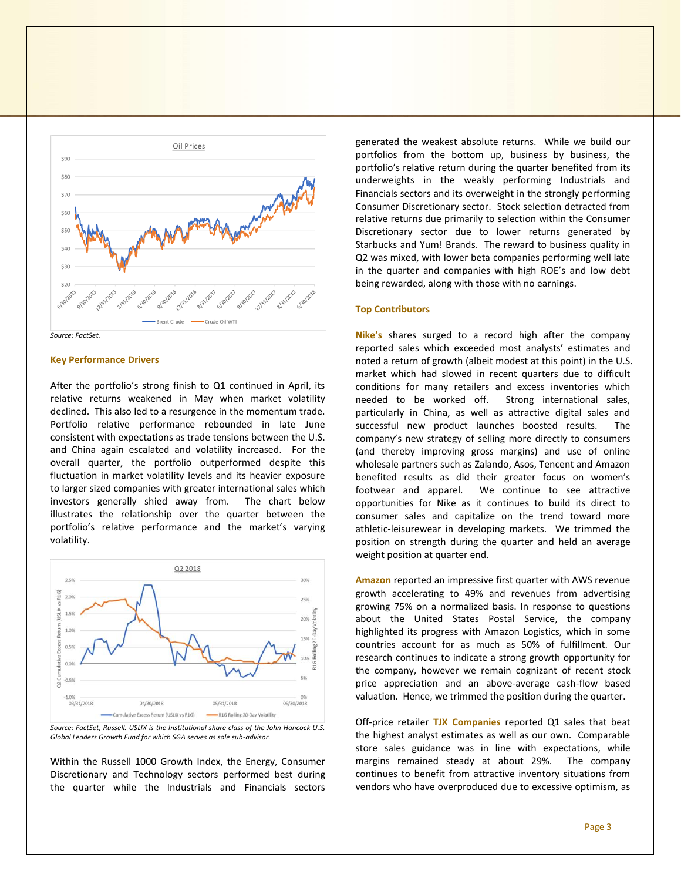Oil Prices

Source: FactSet.

## Key Performance Drivers

After the portfolio's strong finish to Q1 continued in April, its relative returns weakened in May when market volatility declined. This also led to a resurgence in the momentum trade. Portfolio relative performance rebounded in late June consistent with expectations as trade tensions between the U.S. and China again escalated and volatility increased. For the overall quarter, the portfolio outperformed despite this fluctuation in market volatility levels and its heavier exposure to larger sized companies with greater international sales which investors generally shied away from. The chart below illustrates the relationship over the quarter between the portfolio's relative performance and the market's varying volatility.

Q2 2018

*Source: FactSet, Russell. USLIX is the Institutional share class of the John Hancock U.S. Global Leaders Growth Fund for which SGA serves as sole sub-advisor.*

Within the Russell 1000 Growth Index, the Energy, Consumer Discretionary and Technology sectors performed best during the quarter while the Industrials and Financials sectors generated the weakest absolute returns. While we build our portfolios from the bottom up, business by business, the portfolio's relative return during the quarter benefited from its underweights in the weakly performing Industrials and Financials sectors and its overweight in the strongly performing Consumer Discretionary sector. Stock selection detracted from relative returns due primarily to selection within the Consumer Discretionary sector due to lower returns generated by Starbucks and Yum! Brands. The reward to business quality in Q2 was mixed, with lower beta companies performing well late in the quarter and companies with high ROE's and low debt being rewarded, along with those with no earnings.

## Top Contributors

**Nike's** shares surged to a record high after the company reported sales which exceeded most analysts' estimates and noted a return of growth (albeit modest at this point) in the U.S. market which had slowed in recent quarters due to difficult conditions for many retailers and excess inventories which needed to be worked off. Strong international sales, particularly in China, as well as attractive digital sales and successful new product launches boosted results. The company's new strategy of selling more directly to consumers (and thereby improving gross margins) and use of online wholesale partners such as Zalando, Asos, Tencent and Amazon benefited results as did their greater focus on women's footwear and apparel. We continue to see attractive opportunities for Nike as it continues to build its direct to consumer sales and capitalize on the trend toward more athletic-leisurewear in developing markets. We trimmed the position on strength during the quarter and held an average weight position at quarter end.

**Amazon** reported an impressive first quarter with AWS revenue growth accelerating to 49% and revenues from advertising growing 75% on a normalized basis. In response to questions about the United States Postal Service, the company highlighted its progress with Amazon Logistics, which in some countries account for as much as 50% of fulfillment. Our research continues to indicate a strong growth opportunity for the company, however we remain cognizant of recent stock price appreciation and an above-average cash-flow based valuation. Hence, we trimmed the position during the quarter.

Off-price retailer **TJX Companies** reported Q1 sales that beat the highest analyst estimates as well as our own. Comparable store sales guidance was in line with expectations, while margins remained steady at about 29%. The company continues to benefit from attractive inventory situations from vendors who have overproduced due to excessive optimism, as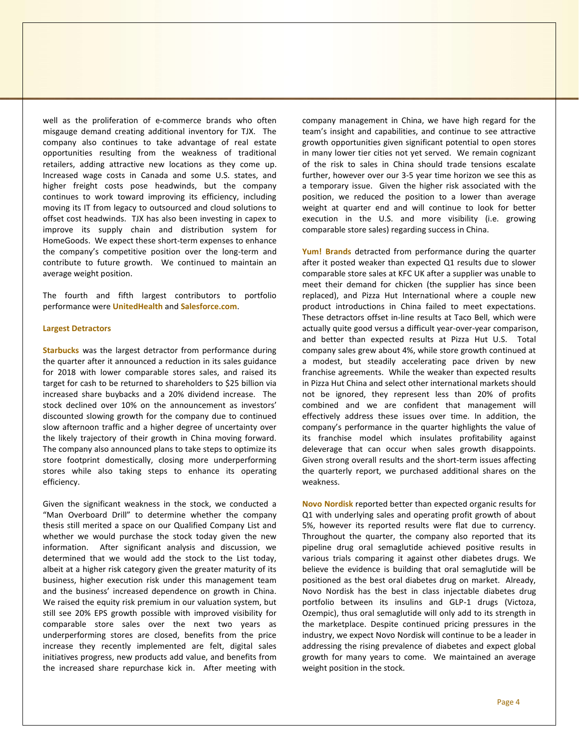well as the proliferation of e-commerce brands who often misgauge demand creating additional inventory for TJX. The company also continues to take advantage of real estate opportunities resulting from the weakness of traditional retailers, adding attractive new locations as they come up. Increased wage costs in Canada and some U.S. states, and higher freight costs pose headwinds, but the company continues to work toward improving its efficiency, including moving its IT from legacy to outsourced and cloud solutions to offset cost headwinds. TJX has also been investing in capex to improve its supply chain and distribution system for HomeGoods. We expect these short-term expenses to enhance the company's competitive position over the long-term and contribute to future growth. We continued to maintain an average weight position.

The fourth and fifth largest contributors to portfolio performance were **UnitedHealth** and **Salesforce.com**.

**Largest Detractors**

**Starbucks** was the largest detractor from performance during the quarter after it announced a reduction in its sales guidance for 2018 with lower comparable stores sales, and raised its target for cash to be returned to shareholders to $25 billion via increased share buybacks and a 20% dividend increase. The stock declined over 10% on the announcement as investors' discounted slowing growth for the company due to continued slow afternoon traffic and a higher degree of uncertainty over the likely trajectory of their growth in China moving forward. The company also announced plans to take steps to optimize its store footprint domestically, closing more underperforming stores while also taking steps to enhance its operating efficiency.

Given the significant weakness in the stock, we conducted a "Man Overboard Drill" to determine whether the company thesis still merited a space on our Qualified Company List and whether we would purchase the stock today given the new information. After significant analysis and discussion, we determined that we would add the stock to the List today, albeit at a higher risk category given the greater maturity of its business, higher execution risk under this management team and the business' increased dependence on growth in China. We raised the equity risk premium in our valuation system, but still see 20% EPS growth possible with improved visibility for comparable store sales over the next two years as underperforming stores are closed, benefits from the price increase they recently implemented are felt, digital sales initiatives progress, new products add value, and benefits from the increased share repurchase kick in. After meeting with company management in China, we have high regard for the team's insight and capabilities, and continue to see attractive growth opportunities given significant potential to open stores in many lower tier cities not yet served. We remain cognizant of the risk to sales in China should trade tensions escalate further, however over our 3-5 year time horizon we see this as a temporary issue. Given the higher risk associated with the position, we reduced the position to a lower than average weight at quarter end and will continue to look for better execution in the U.S. and more visibility (i.e. growing comparable store sales) regarding success in China.

**Yum! Brands** detracted from performance during the quarter after it posted weaker than expected Q1 results due to slower comparable store sales at KFC UK after a supplier was unable to meet their demand for chicken (the supplier has since been replaced), and Pizza Hut International where a couple new product introductions in China failed to meet expectations. These detractors offset in-line results at Taco Bell, which were actually quite good versus a difficult year-over-year comparison, and better than expected results at Pizza Hut U.S. Total company sales grew about 4%, while store growth continued at a modest, but steadily accelerating pace driven by new franchise agreements. While the weaker than expected results in Pizza Hut China and select other international markets should not be ignored, they represent less than 20% of profits combined and we are confident that management will effectively address these issues over time. In addition, the company's performance in the quarter highlights the value of its franchise model which insulates profitability against deleverage that can occur when sales growth disappoints. Given strong overall results and the short-term issues affecting the quarterly report, we purchased additional shares on the weakness.

**Novo Nordisk** reported better than expected organic results for Q1 with underlying sales and operating profit growth of about 5%, however its reported results were flat due to currency. Throughout the quarter, the company also reported that its pipeline drug oral semaglutide achieved positive results in various trials comparing it against other diabetes drugs. We believe the evidence is building that oral semaglutide will be positioned as the best oral diabetes drug on market. Already, Novo Nordisk has the best in class injectable diabetes drug portfolio between its insulins and GLP-1 drugs (Victoza, Ozempic), thus oral semaglutide will only add to its strength in the marketplace. Despite continued pricing pressures in the industry, we expect Novo Nordisk will continue to be a leader in addressing the rising prevalence of diabetes and expect global growth for many years to come. We maintained an average weight position in the stock.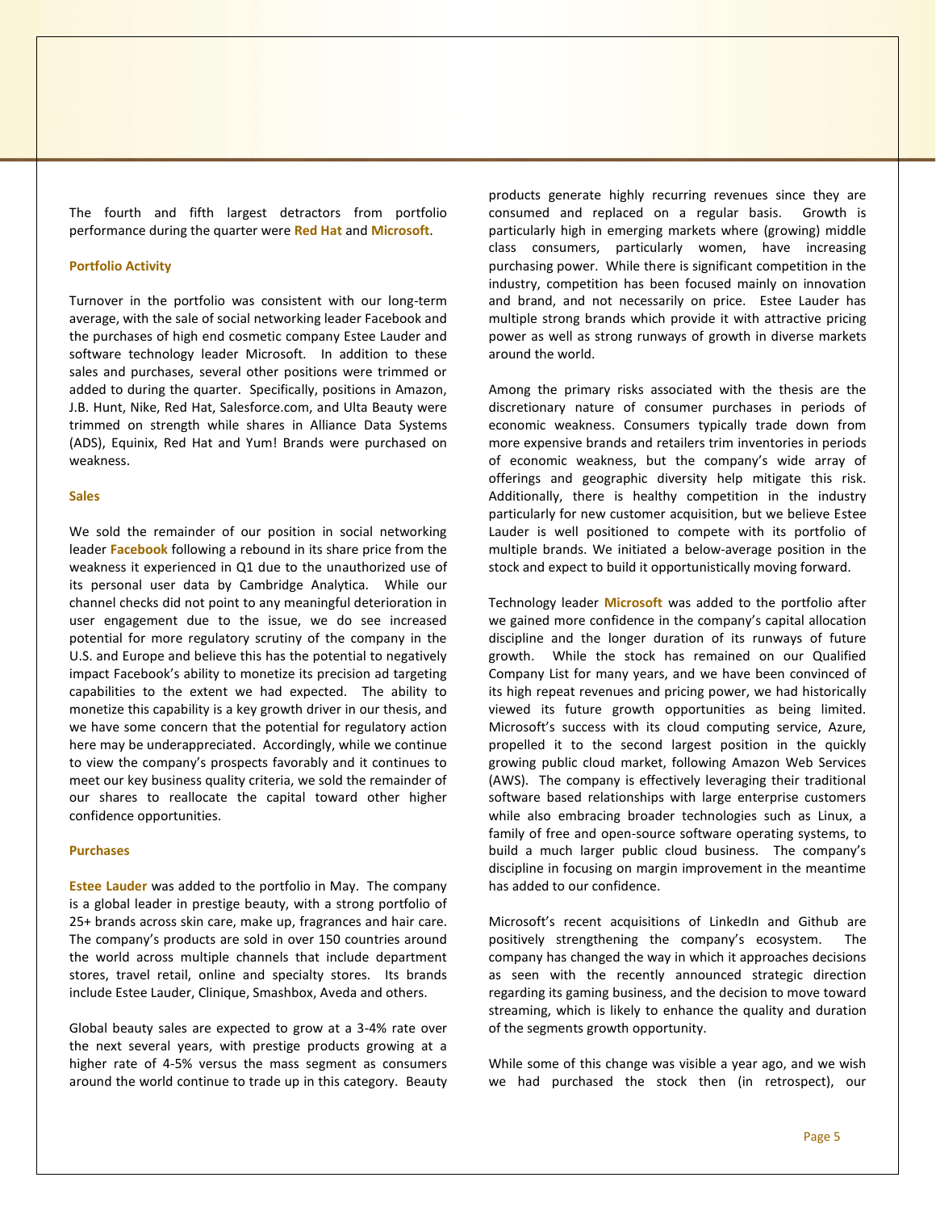The fourth and fifth largest detractors from portfolio performance during the quarter were **Red Hat** and **Microsoft**.

#### Portfolio Activity

Turnover in the portfolio was consistent with our long-term average, with the sale of social networking leader Facebook and the purchases of high end cosmetic company Estee Lauder and software technology leader Microsoft. In addition to these sales and purchases, several other positions were trimmed or added to during the quarter. Specifically, positions in Amazon, J.B. Hunt, Nike, Red Hat, Salesforce.com, and Ulta Beauty were trimmed on strength while shares in Alliance Data Systems (ADS), Equinix, Red Hat and Yum! Brands were purchased on weakness.

#### Sales

We sold the remainder of our position in social networking leader **Facebook** following a rebound in its share price from the weakness it experienced in Q1 due to the unauthorized use of its personal user data by Cambridge Analytica. While our channel checks did not point to any meaningful deterioration in user engagement due to the issue, we do see increased potential for more regulatory scrutiny of the company in the U.S. and Europe and believe this has the potential to negatively impact Facebook's ability to monetize its precision ad targeting capabilities to the extent we had expected. The ability to monetize this capability is a key growth driver in our thesis, and we have some concern that the potential for regulatory action here may be underappreciated. Accordingly, while we continue to view the company's prospects favorably and it continues to meet our key business quality criteria, we sold the remainder of our shares to reallocate the capital toward other higher confidence opportunities.

#### Purchases

**Estee Lauder** was added to the portfolio in May. The company is a global leader in prestige beauty, with a strong portfolio of 25+ brands across skin care, make up, fragrances and hair care. The company's products are sold in over 150 countries around the world across multiple channels that include department stores, travel retail, online and specialty stores. Its brands include Estee Lauder, Clinique, Smashbox, Aveda and others.

Global beauty sales are expected to grow at a 3-4% rate over the next several years, with prestige products growing at a higher rate of 4-5% versus the mass segment as consumers around the world continue to trade up in this category. Beauty products generate highly recurring revenues since they are consumed and replaced on a regular basis. Growth is particularly high in emerging markets where (growing) middle class consumers, particularly women, have increasing purchasing power. While there is significant competition in the industry, competition has been focused mainly on innovation and brand, and not necessarily on price. Estee Lauder has multiple strong brands which provide it with attractive pricing power as well as strong runways of growth in diverse markets around the world.

Among the primary risks associated with the thesis are the discretionary nature of consumer purchases in periods of economic weakness. Consumers typically trade down from more expensive brands and retailers trim inventories in periods of economic weakness, but the company's wide array of offerings and geographic diversity help mitigate this risk. Additionally, there is healthy competition in the industry particularly for new customer acquisition, but we believe Estee Lauder is well positioned to compete with its portfolio of multiple brands. We initiated a below-average position in the stock and expect to build it opportunistically moving forward.

Technology leader **Microsoft** was added to the portfolio after we gained more confidence in the company's capital allocation discipline and the longer duration of its runways of future growth. While the stock has remained on our Qualified Company List for many years, and we have been convinced of its high repeat revenues and pricing power, we had historically viewed its future growth opportunities as being limited. Microsoft's success with its cloud computing service, Azure, propelled it to the second largest position in the quickly growing public cloud market, following Amazon Web Services (AWS). The company is effectively leveraging their traditional software based relationships with large enterprise customers while also embracing broader technologies such as Linux, a family of free and open-source software operating systems, to build a much larger public cloud business. The company's discipline in focusing on margin improvement in the meantime has added to our confidence.

Microsoft's recent acquisitions of LinkedIn and Github are positively strengthening the company's ecosystem. The company has changed the way in which it approaches decisions as seen with the recently announced strategic direction regarding its gaming business, and the decision to move toward streaming, which is likely to enhance the quality and duration of the segments growth opportunity.

While some of this change was visible a year ago, and we wish we had purchased the stock then (in retrospect), our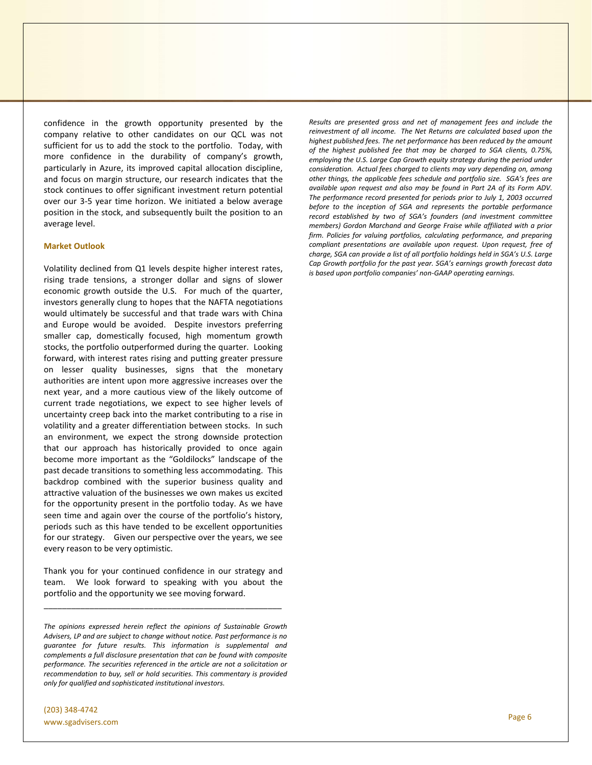confidence in the growth opportunity presented by the company relative to other candidates on our QCL was not sufficient for us to add the stock to the portfolio. Today, with more confidence in the durability of company's growth, particularly in Azure, its improved capital allocation discipline, and focus on margin structure, our research indicates that the stock continues to offer significant investment return potential over our 3-5 year time horizon. We initiated a below average position in the stock, and subsequently built the position to an average level.

**Market Outlook**

Volatility declined from Q1 levels despite higher interest rates, rising trade tensions, a stronger dollar and signs of slower economic growth outside the U.S. For much of the quarter, investors generally clung to hopes that the NAFTA negotiations would ultimately be successful and that trade wars with China and Europe would be avoided. Despite investors preferring smaller cap, domestically focused, high momentum growth stocks, the portfolio outperformed during the quarter. Looking forward, with interest rates rising and putting greater pressure on lesser quality businesses, signs that the monetary authorities are intent upon more aggressive increases over the next year, and a more cautious view of the likely outcome of current trade negotiations, we expect to see higher levels of uncertainty creep back into the market contributing to a rise in volatility and a greater differentiation between stocks. In such an environment, we expect the strong downside protection that our approach has historically provided to once again become more important as the "Goldilocks" landscape of the past decade transitions to something less accommodating. This backdrop combined with the superior business quality and attractive valuation of the businesses we own makes us excited for the opportunity present in the portfolio today. As we have seen time and again over the course of the portfolio's history, periods such as this have tended to be excellent opportunities for our strategy. Given our perspective over the years, we see every reason to be very optimistic.

Thank you for your continued confidence in our strategy and team. We look forward to speaking with you about the portfolio and the opportunity we see moving forward.

---

*The opinions expressed herein reflect the opinions of Sustainable Growth Advisers, LP and are subject to change without notice. Past performance is no guarantee for future results. This information is supplemental and complements a full disclosure presentation that can be found with composite performance. The securities referenced in the article are not a solicitation or recommendation to buy, sell or hold securities. This commentary is provided only for qualified and sophisticated institutional investors.*

*Results are presented gross and net of management fees and include the reinvestment of all income. The Net Returns are calculated based upon the highest published fees. The net performance has been reduced by the amount of the highest published fee that may be charged to SGA clients, 0.75%, employing the U.S. Large Cap Growth equity strategy during the period under consideration. Actual fees charged to clients may vary depending on, among other things, the applicable fees schedule and portfolio size. SGA's fees are available upon request and also may be found in Part 2A of its Form ADV. The performance record presented for periods prior to July 1, 2003 occurred before to the inception of SGA and represents the portable performance record established by two of SGA's founders (and investment committee members) Gordon Marchand and George Fraise while affiliated with a prior firm. Policies for valuing portfolios, calculating performance, and preparing compliant presentations are available upon request. Upon request, free of charge, SGA can provide a list of all portfolio holdings held in SGA's U.S. Large Cap Growth portfolio for the past year. SGA's earnings growth forecast data is based upon portfolio companies' non-GAAP operating earnings.*

(203) 348-4742
www.sgadvisers.com